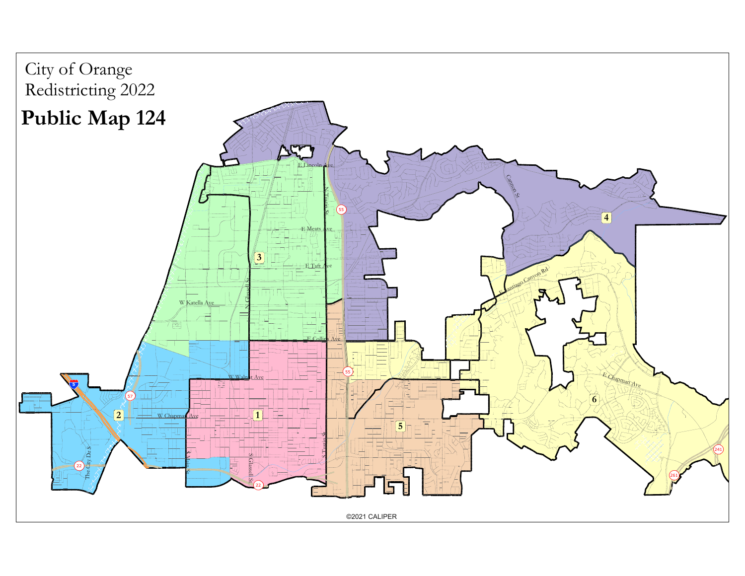City of Orange
Redistricting 2022

# Public Map 124

©2021 CALIPER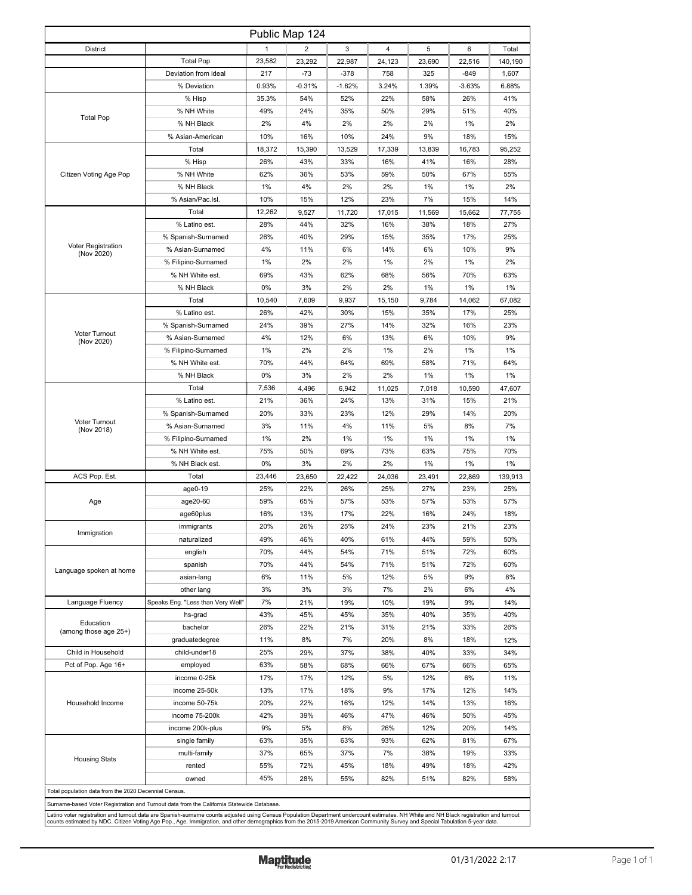| Public Map 124 | | | | | | | | |
|---|---|---|---|---|---|---|---|---|
| District | | 1 | 2 | 3 | 4 | 5 | 6 | Total |
| | Total Pop | 23,582 | 23,292 | 22,987 | 24,123 | 23,690 | 22,516 | 140,190 |
| | Deviation from ideal | 217 | -73 | -378 | 758 | 325 | -849 | 1,607 |
| | % Deviation | 0.93% | -0.31% | -1.62% | 3.24% | 1.39% | -3.63% | 6.88% |
| Total Pop | % Hisp | 35.3% | 54% | 52% | 22% | 58% | 26% | 41% |
| | % NH White | 49% | 24% | 35% | 50% | 29% | 51% | 40% |
| | % NH Black | 2% | 4% | 2% | 2% | 2% | 1% | 2% |
| | % Asian-American | 10% | 16% | 10% | 24% | 9% | 18% | 15% |
| Citizen Voting Age Pop | Total | 18,372 | 15,390 | 13,529 | 17,339 | 13,839 | 16,783 | 95,252 |
| | % Hisp | 26% | 43% | 33% | 16% | 41% | 16% | 28% |
| | % NH White | 62% | 36% | 53% | 59% | 50% | 67% | 55% |
| | % NH Black | 1% | 4% | 2% | 2% | 1% | 1% | 2% |
| | % Asian/Pac.Isl. | 10% | 15% | 12% | 23% | 7% | 15% | 14% |
| Voter Registration (Nov 2020) | Total | 12,262 | 9,527 | 11,720 | 17,015 | 11,569 | 15,662 | 77,755 |
| | % Latino est. | 28% | 44% | 32% | 16% | 38% | 18% | 27% |
| | % Spanish-Surnamed | 26% | 40% | 29% | 15% | 35% | 17% | 25% |
| | % Asian-Surnamed | 4% | 11% | 6% | 14% | 6% | 10% | 9% |
| | % Filipino-Surnamed | 1% | 2% | 2% | 1% | 2% | 1% | 2% |
| | % NH White est. | 69% | 43% | 62% | 68% | 56% | 70% | 63% |
| | % NH Black | 0% | 3% | 2% | 2% | 1% | 1% | 1% |
| Voter Turnout (Nov 2020) | Total | 10,540 | 7,609 | 9,937 | 15,150 | 9,784 | 14,062 | 67,082 |
| | % Latino est. | 26% | 42% | 30% | 15% | 35% | 17% | 25% |
| | % Spanish-Surnamed | 24% | 39% | 27% | 14% | 32% | 16% | 23% |
| | % Asian-Surnamed | 4% | 12% | 6% | 13% | 6% | 10% | 9% |
| | % Filipino-Surnamed | 1% | 2% | 2% | 1% | 2% | 1% | 1% |
| | % NH White est. | 70% | 44% | 64% | 69% | 58% | 71% | 64% |
| | % NH Black | 0% | 3% | 2% | 2% | 1% | 1% | 1% |
| Voter Turnout (Nov 2018) | Total | 7,536 | 4,496 | 6,942 | 11,025 | 7,018 | 10,590 | 47,607 |
| | % Latino est. | 21% | 36% | 24% | 13% | 31% | 15% | 21% |
| | % Spanish-Surnamed | 20% | 33% | 23% | 12% | 29% | 14% | 20% |
| | % Asian-Surnamed | 3% | 11% | 4% | 11% | 5% | 8% | 7% |
| | % Filipino-Surnamed | 1% | 2% | 1% | 1% | 1% | 1% | 1% |
| | % NH White est. | 75% | 50% | 69% | 73% | 63% | 75% | 70% |
| | % NH Black est. | 0% | 3% | 2% | 2% | 1% | 1% | 1% |
| ACS Pop. Est. | Total | 23,446 | 23,650 | 22,422 | 24,036 | 23,491 | 22,869 | 139,913 |
| Age | age0-19 | 25% | 22% | 26% | 25% | 27% | 23% | 25% |
| | age20-60 | 59% | 65% | 57% | 53% | 57% | 53% | 57% |
| | age60plus | 16% | 13% | 17% | 22% | 16% | 24% | 18% |
| Immigration | immigrants | 20% | 26% | 25% | 24% | 23% | 21% | 23% |
| | naturalized | 49% | 46% | 40% | 61% | 44% | 59% | 50% |
| Language spoken at home | english | 70% | 44% | 54% | 71% | 51% | 72% | 60% |
| | spanish | 70% | 44% | 54% | 71% | 51% | 72% | 60% |
| | asian-lang | 6% | 11% | 5% | 12% | 5% | 9% | 8% |
| | other lang | 3% | 3% | 3% | 7% | 2% | 6% | 4% |
| Language Fluency | Speaks Eng. "Less than Very Well" | 7% | 21% | 19% | 10% | 19% | 9% | 14% |
| Education (among those age 25+) | hs-grad | 43% | 45% | 45% | 35% | 40% | 35% | 40% |
| | bachelor | 26% | 22% | 21% | 31% | 21% | 33% | 26% |
| | graduatedegree | 11% | 8% | 7% | 20% | 8% | 18% | 12% |
| Child in Household | child-under18 | 25% | 29% | 37% | 38% | 40% | 33% | 34% |
| Pct of Pop. Age 16+ | employed | 63% | 58% | 68% | 66% | 67% | 66% | 65% |
| Household Income | income 0-25k | 17% | 17% | 12% | 5% | 12% | 6% | 11% |
| | income 25-50k | 13% | 17% | 18% | 9% | 17% | 12% | 14% |
| | income 50-75k | 20% | 22% | 16% | 12% | 14% | 13% | 16% |
| | income 75-200k | 42% | 39% | 46% | 47% | 46% | 50% | 45% |
| | income 200k-plus | 9% | 5% | 8% | 26% | 12% | 20% | 14% |
| Housing Stats | single family | 63% | 35% | 63% | 93% | 62% | 81% | 67% |
| | multi-family | 37% | 65% | 37% | 7% | 38% | 19% | 33% |
| | rented | 55% | 72% | 45% | 18% | 49% | 18% | 42% |
| | owned | 45% | 28% | 55% | 82% | 51% | 82% | 58% |

Total population data from the 2020 Decennial Census.

Surname-based Voter Registration and Turnout data from the California Statewide Database.

Latino voter registration and turnout data are Spanish-surname counts adjusted using Census Population Department undercount estimates. NH White and NH Black registration and turnout counts estimated by NDC. Citizen Voting Age Pop., Age, Immigration, and other demographics from the 2015-2019 American Community Survey and Special Tabulation 5-year data.

01/31/2022 2:17